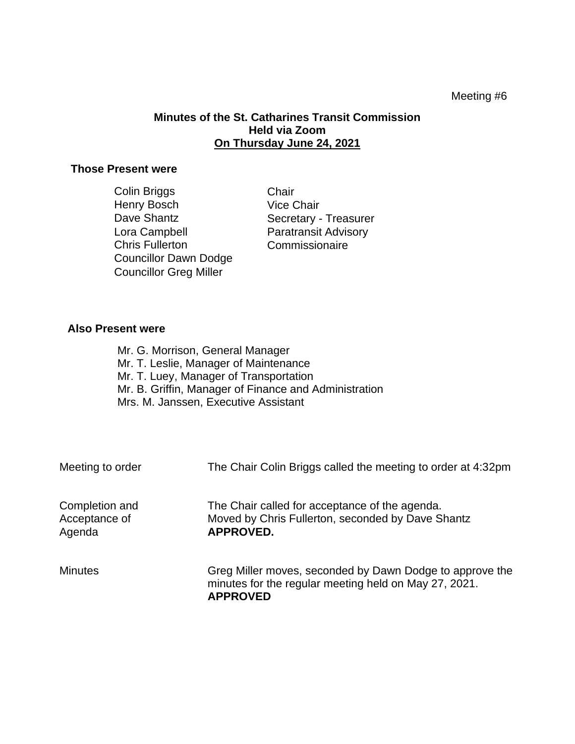Meeting #6

**Minutes of the St. Catharines Transit Commission**
**Held via Zoom**
**On Thursday June 24, 2021**

**Those Present were**

| | |
|---|---|
| Colin Briggs | Chair |
| Henry Bosch | Vice Chair |
| Dave Shantz | Secretary - Treasurer |
| Lora Campbell | Paratransit Advisory |
| Chris Fullerton | Commissionaire |
| Councillor Dawn Dodge | |
| Councillor Greg Miller | |

**Also Present were**

Mr. G. Morrison, General Manager
Mr. T. Leslie, Manager of Maintenance
Mr. T. Luey, Manager of Transportation
Mr. B. Griffin, Manager of Finance and Administration
Mrs. M. Janssen, Executive Assistant

| | |
|---|---|
| Meeting to order | The Chair Colin Briggs called the meeting to order at 4:32pm |
| Completion and Acceptance of Agenda | The Chair called for acceptance of the agenda. Moved by Chris Fullerton, seconded by Dave Shantz **APPROVED.** |
| Minutes | Greg Miller moves, seconded by Dawn Dodge to approve the minutes for the regular meeting held on May 27, 2021. **APPROVED** |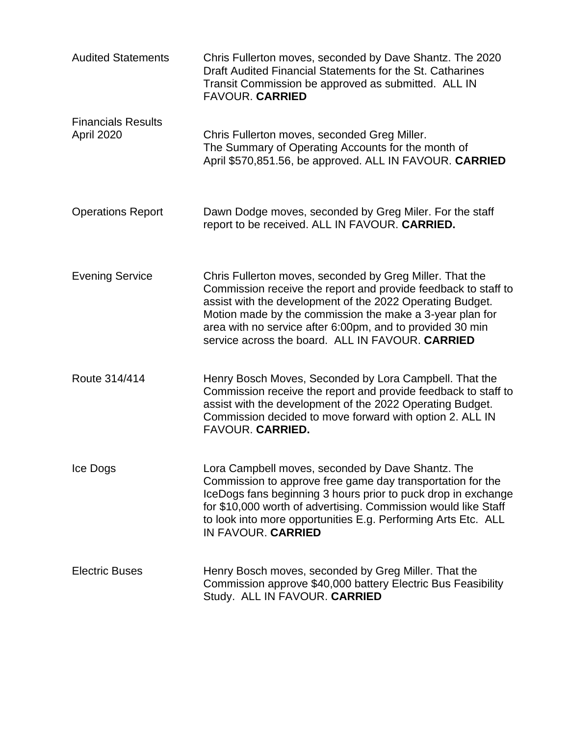| | |
|---|---|
| Audited Statements | Chris Fullerton moves, seconded by Dave Shantz. The 2020 Draft Audited Financial Statements for the St. Catharines Transit Commission be approved as submitted. ALL IN FAVOUR. **CARRIED** |
| Financials Results April 2020 | Chris Fullerton moves, seconded Greg Miller. The Summary of Operating Accounts for the month of April $570,851.56, be approved. ALL IN FAVOUR. **CARRIED** |
| Operations Report | Dawn Dodge moves, seconded by Greg Miler. For the staff report to be received. ALL IN FAVOUR. **CARRIED.** |
| Evening Service | Chris Fullerton moves, seconded by Greg Miller. That the Commission receive the report and provide feedback to staff to assist with the development of the 2022 Operating Budget. Motion made by the commission the make a 3-year plan for area with no service after 6:00pm, and to provided 30 min service across the board. ALL IN FAVOUR. **CARRIED** |
| Route 314/414 | Henry Bosch Moves, Seconded by Lora Campbell. That the Commission receive the report and provide feedback to staff to assist with the development of the 2022 Operating Budget. Commission decided to move forward with option 2. ALL IN FAVOUR. **CARRIED.** |
| Ice Dogs | Lora Campbell moves, seconded by Dave Shantz. The Commission to approve free game day transportation for the IceDogs fans beginning 3 hours prior to puck drop in exchange for $10,000 worth of advertising. Commission would like Staff to look into more opportunities E.g. Performing Arts Etc. ALL IN FAVOUR. **CARRIED** |
| Electric Buses | Henry Bosch moves, seconded by Greg Miller. That the Commission approve $40,000 battery Electric Bus Feasibility Study. ALL IN FAVOUR. **CARRIED** |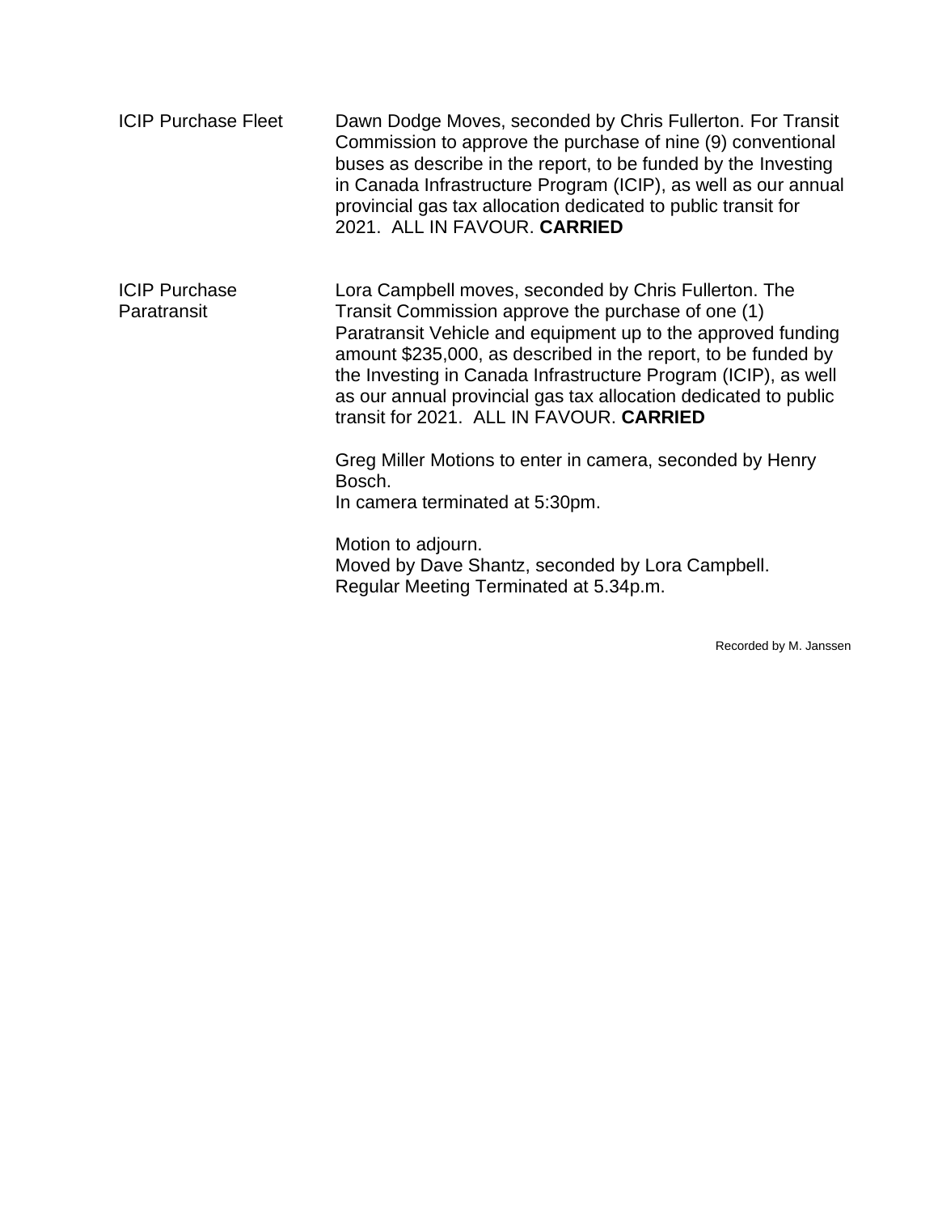ICIP Purchase Fleet

Dawn Dodge Moves, seconded by Chris Fullerton. For Transit Commission to approve the purchase of nine (9) conventional buses as describe in the report, to be funded by the Investing in Canada Infrastructure Program (ICIP), as well as our annual provincial gas tax allocation dedicated to public transit for 2021. ALL IN FAVOUR. **CARRIED**

ICIP Purchase Paratransit

Lora Campbell moves, seconded by Chris Fullerton. The Transit Commission approve the purchase of one (1) Paratransit Vehicle and equipment up to the approved funding amount $235,000, as described in the report, to be funded by the Investing in Canada Infrastructure Program (ICIP), as well as our annual provincial gas tax allocation dedicated to public transit for 2021. ALL IN FAVOUR. **CARRIED**

Greg Miller Motions to enter in camera, seconded by Henry Bosch.
In camera terminated at 5:30pm.

Motion to adjourn.
Moved by Dave Shantz, seconded by Lora Campbell.
Regular Meeting Terminated at 5.34p.m.

Recorded by M. Janssen